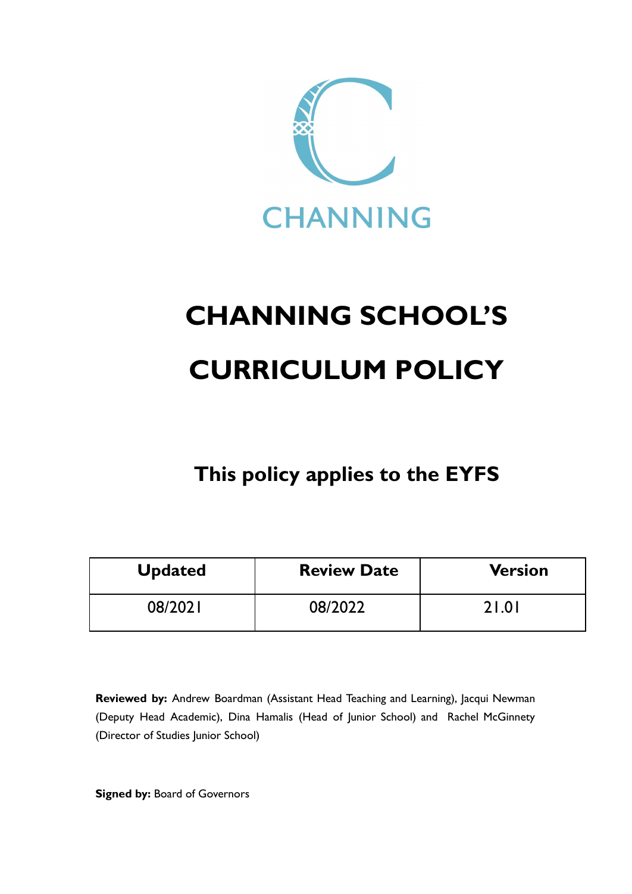CHANNING

# CHANNING SCHOOL'S

# CURRICULUM POLICY

## This policy applies to the EYFS

| Updated | Review Date | Version |
|---|---|---|
| 08/2021 | 08/2022 | 21.01 |

**Reviewed by:** Andrew Boardman (Assistant Head Teaching and Learning), Jacqui Newman (Deputy Head Academic), Dina Hamalis (Head of Junior School) and Rachel McGinnety (Director of Studies Junior School)

**Signed by:** Board of Governors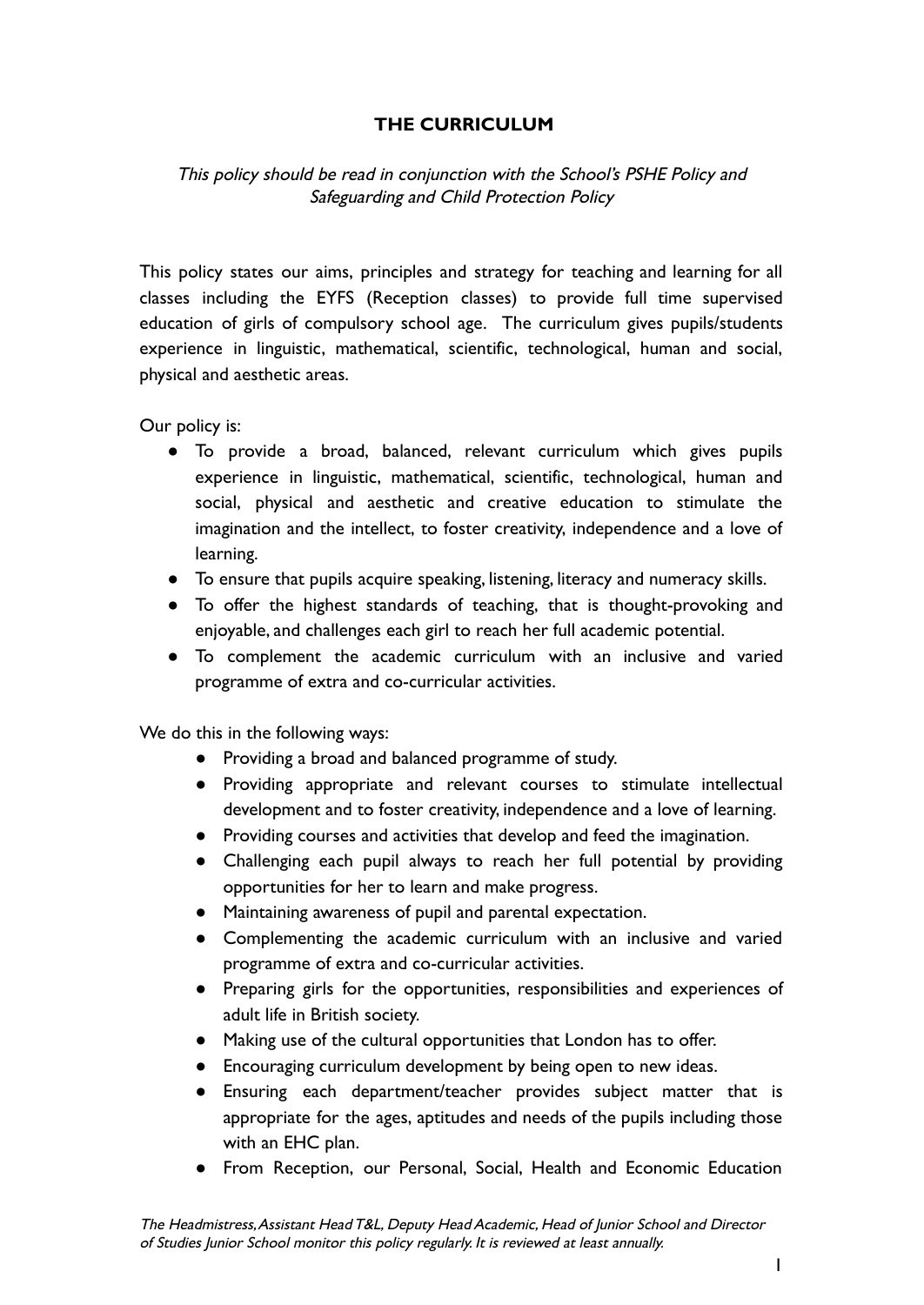**THE CURRICULUM**

*This policy should be read in conjunction with the School's PSHE Policy and Safeguarding and Child Protection Policy*

This policy states our aims, principles and strategy for teaching and learning for all classes including the EYFS (Reception classes) to provide full time supervised education of girls of compulsory school age. The curriculum gives pupils/students experience in linguistic, mathematical, scientific, technological, human and social, physical and aesthetic areas.

Our policy is:

- To provide a broad, balanced, relevant curriculum which gives pupils experience in linguistic, mathematical, scientific, technological, human and social, physical and aesthetic and creative education to stimulate the imagination and the intellect, to foster creativity, independence and a love of learning.
- To ensure that pupils acquire speaking, listening, literacy and numeracy skills.
- To offer the highest standards of teaching, that is thought-provoking and enjoyable, and challenges each girl to reach her full academic potential.
- To complement the academic curriculum with an inclusive and varied programme of extra and co-curricular activities.

We do this in the following ways:

- Providing a broad and balanced programme of study.
- Providing appropriate and relevant courses to stimulate intellectual development and to foster creativity, independence and a love of learning.
- Providing courses and activities that develop and feed the imagination.
- Challenging each pupil always to reach her full potential by providing opportunities for her to learn and make progress.
- Maintaining awareness of pupil and parental expectation.
- Complementing the academic curriculum with an inclusive and varied programme of extra and co-curricular activities.
- Preparing girls for the opportunities, responsibilities and experiences of adult life in British society.
- Making use of the cultural opportunities that London has to offer.
- Encouraging curriculum development by being open to new ideas.
- Ensuring each department/teacher provides subject matter that is appropriate for the ages, aptitudes and needs of the pupils including those with an EHC plan.
- From Reception, our Personal, Social, Health and Economic Education

*The Headmistress, Assistant Head T&L, Deputy Head Academic, Head of Junior School and Director of Studies Junior School monitor this policy regularly. It is reviewed at least annually.*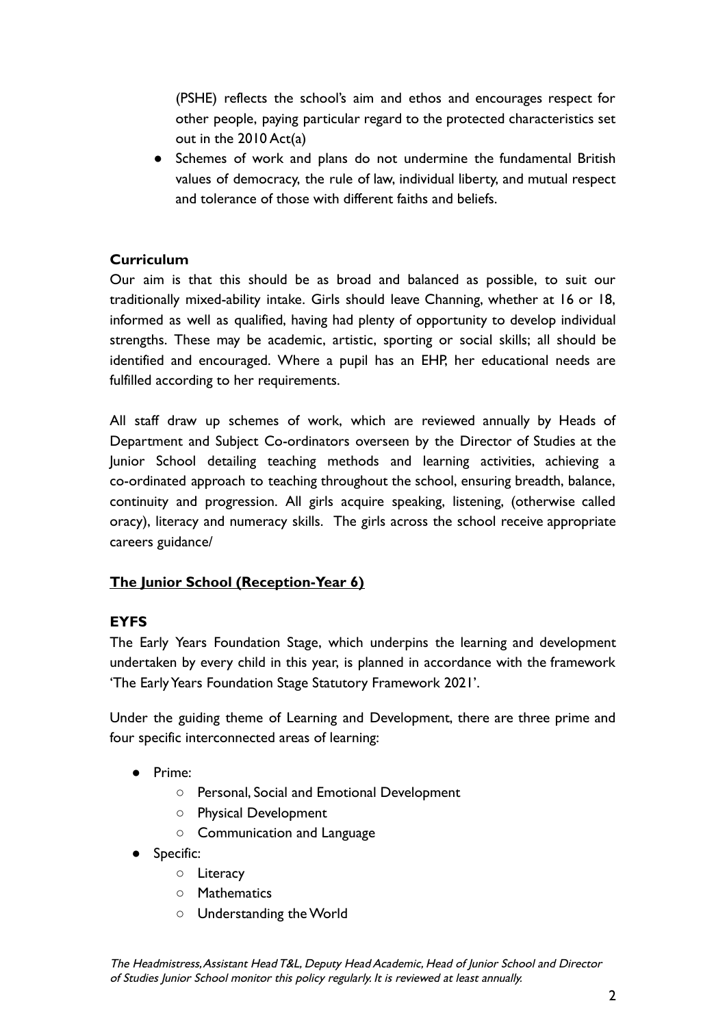(PSHE) reflects the school's aim and ethos and encourages respect for other people, paying particular regard to the protected characteristics set out in the 2010 Act(a)

- Schemes of work and plans do not undermine the fundamental British values of democracy, the rule of law, individual liberty, and mutual respect and tolerance of those with different faiths and beliefs.

**Curriculum**

Our aim is that this should be as broad and balanced as possible, to suit our traditionally mixed-ability intake. Girls should leave Channing, whether at 16 or 18, informed as well as qualified, having had plenty of opportunity to develop individual strengths. These may be academic, artistic, sporting or social skills; all should be identified and encouraged. Where a pupil has an EHP, her educational needs are fulfilled according to her requirements.

All staff draw up schemes of work, which are reviewed annually by Heads of Department and Subject Co-ordinators overseen by the Director of Studies at the Junior School detailing teaching methods and learning activities, achieving a co-ordinated approach to teaching throughout the school, ensuring breadth, balance, continuity and progression. All girls acquire speaking, listening, (otherwise called oracy), literacy and numeracy skills. The girls across the school receive appropriate careers guidance/

**<u>The Junior School (Reception-Year 6)</u>**

**EYFS**

The Early Years Foundation Stage, which underpins the learning and development undertaken by every child in this year, is planned in accordance with the framework 'The Early Years Foundation Stage Statutory Framework 2021'.

Under the guiding theme of Learning and Development, there are three prime and four specific interconnected areas of learning:

- Prime:
    - Personal, Social and Emotional Development
    - Physical Development
    - Communication and Language
- Specific:
    - Literacy
    - Mathematics
    - Understanding the World

*The Headmistress, Assistant Head T&L, Deputy Head Academic, Head of Junior School and Director of Studies Junior School monitor this policy regularly. It is reviewed at least annually.*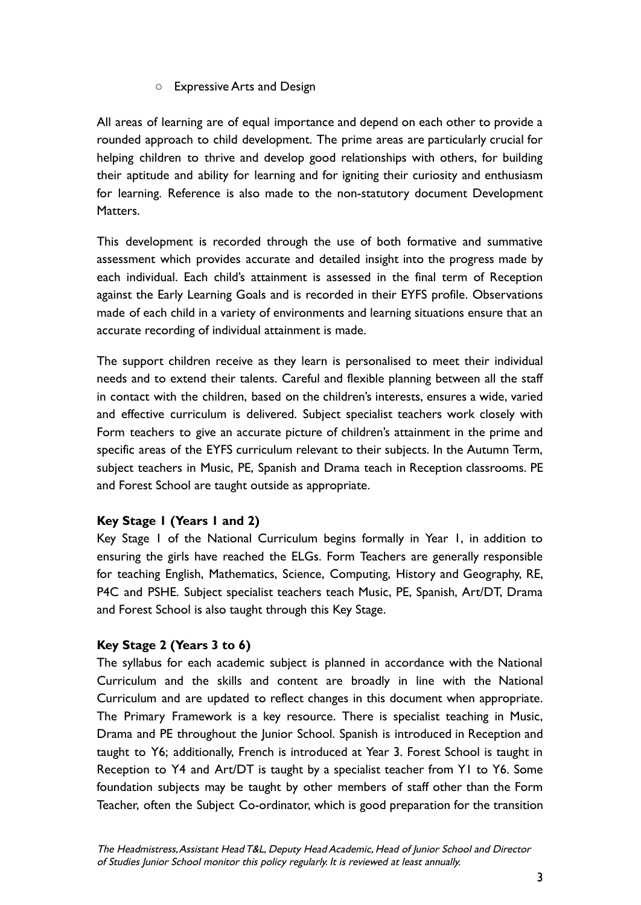- Expressive Arts and Design

All areas of learning are of equal importance and depend on each other to provide a rounded approach to child development. The prime areas are particularly crucial for helping children to thrive and develop good relationships with others, for building their aptitude and ability for learning and for igniting their curiosity and enthusiasm for learning. Reference is also made to the non-statutory document Development Matters.

This development is recorded through the use of both formative and summative assessment which provides accurate and detailed insight into the progress made by each individual. Each child's attainment is assessed in the final term of Reception against the Early Learning Goals and is recorded in their EYFS profile. Observations made of each child in a variety of environments and learning situations ensure that an accurate recording of individual attainment is made.

The support children receive as they learn is personalised to meet their individual needs and to extend their talents. Careful and flexible planning between all the staff in contact with the children, based on the children's interests, ensures a wide, varied and effective curriculum is delivered. Subject specialist teachers work closely with Form teachers to give an accurate picture of children's attainment in the prime and specific areas of the EYFS curriculum relevant to their subjects. In the Autumn Term, subject teachers in Music, PE, Spanish and Drama teach in Reception classrooms. PE and Forest School are taught outside as appropriate.

**Key Stage 1 (Years 1 and 2)**

Key Stage 1 of the National Curriculum begins formally in Year 1, in addition to ensuring the girls have reached the ELGs. Form Teachers are generally responsible for teaching English, Mathematics, Science, Computing, History and Geography, RE, P4C and PSHE. Subject specialist teachers teach Music, PE, Spanish, Art/DT, Drama and Forest School is also taught through this Key Stage.

**Key Stage 2 (Years 3 to 6)**

The syllabus for each academic subject is planned in accordance with the National Curriculum and the skills and content are broadly in line with the National Curriculum and are updated to reflect changes in this document when appropriate. The Primary Framework is a key resource. There is specialist teaching in Music, Drama and PE throughout the Junior School. Spanish is introduced in Reception and taught to Y6; additionally, French is introduced at Year 3. Forest School is taught in Reception to Y4 and Art/DT is taught by a specialist teacher from Y1 to Y6. Some foundation subjects may be taught by other members of staff other than the Form Teacher, often the Subject Co-ordinator, which is good preparation for the transition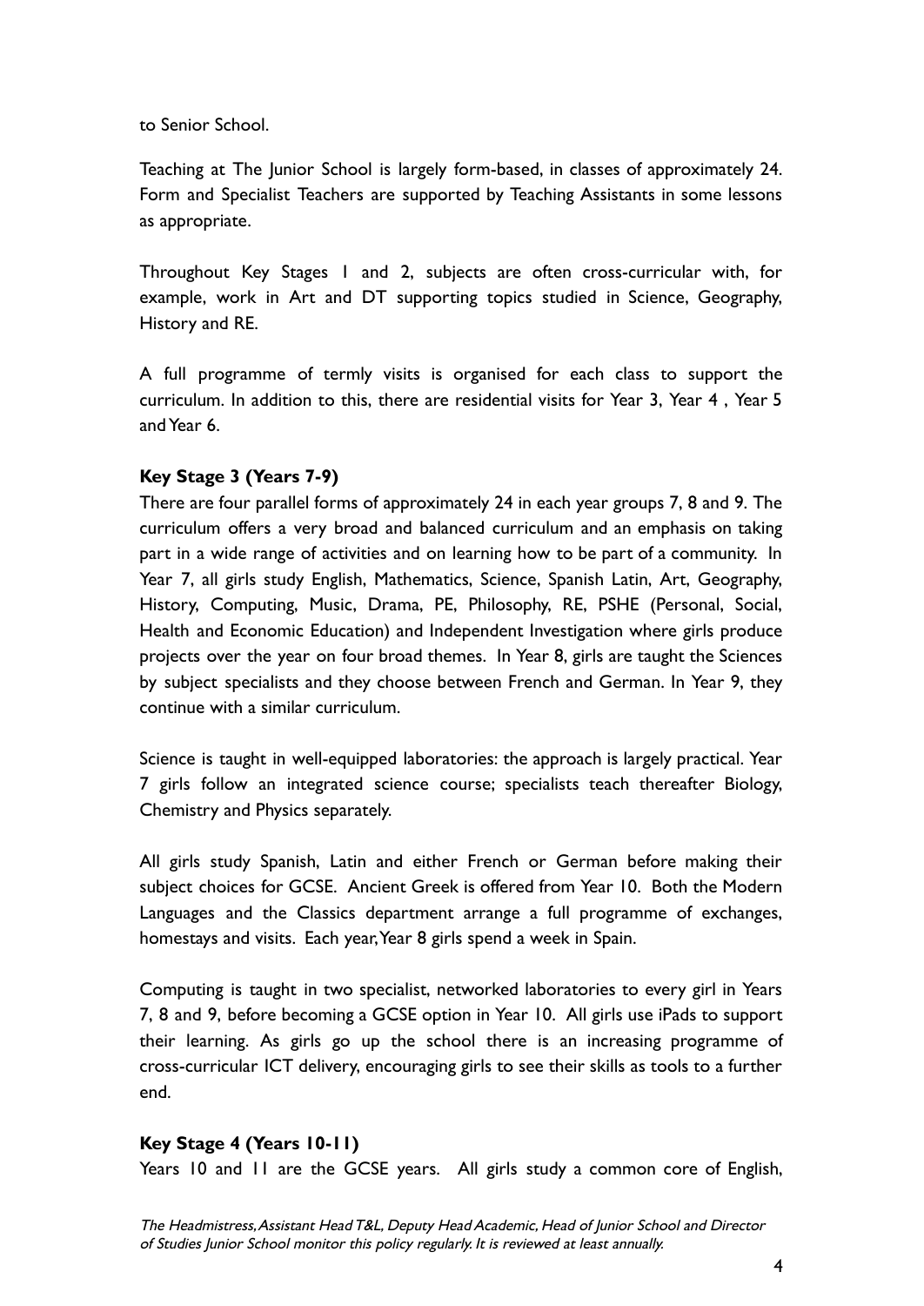to Senior School.

Teaching at The Junior School is largely form-based, in classes of approximately 24. Form and Specialist Teachers are supported by Teaching Assistants in some lessons as appropriate.

Throughout Key Stages 1 and 2, subjects are often cross-curricular with, for example, work in Art and DT supporting topics studied in Science, Geography, History and RE.

A full programme of termly visits is organised for each class to support the curriculum. In addition to this, there are residential visits for Year 3, Year 4 , Year 5 and Year 6.

**Key Stage 3 (Years 7-9)**

There are four parallel forms of approximately 24 in each year groups 7, 8 and 9. The curriculum offers a very broad and balanced curriculum and an emphasis on taking part in a wide range of activities and on learning how to be part of a community. In Year 7, all girls study English, Mathematics, Science, Spanish Latin, Art, Geography, History, Computing, Music, Drama, PE, Philosophy, RE, PSHE (Personal, Social, Health and Economic Education) and Independent Investigation where girls produce projects over the year on four broad themes. In Year 8, girls are taught the Sciences by subject specialists and they choose between French and German. In Year 9, they continue with a similar curriculum.

Science is taught in well-equipped laboratories: the approach is largely practical. Year 7 girls follow an integrated science course; specialists teach thereafter Biology, Chemistry and Physics separately.

All girls study Spanish, Latin and either French or German before making their subject choices for GCSE. Ancient Greek is offered from Year 10. Both the Modern Languages and the Classics department arrange a full programme of exchanges, homestays and visits. Each year, Year 8 girls spend a week in Spain.

Computing is taught in two specialist, networked laboratories to every girl in Years 7, 8 and 9, before becoming a GCSE option in Year 10. All girls use iPads to support their learning. As girls go up the school there is an increasing programme of cross-curricular ICT delivery, encouraging girls to see their skills as tools to a further end.

**Key Stage 4 (Years 10-11)**

Years 10 and 11 are the GCSE years. All girls study a common core of English,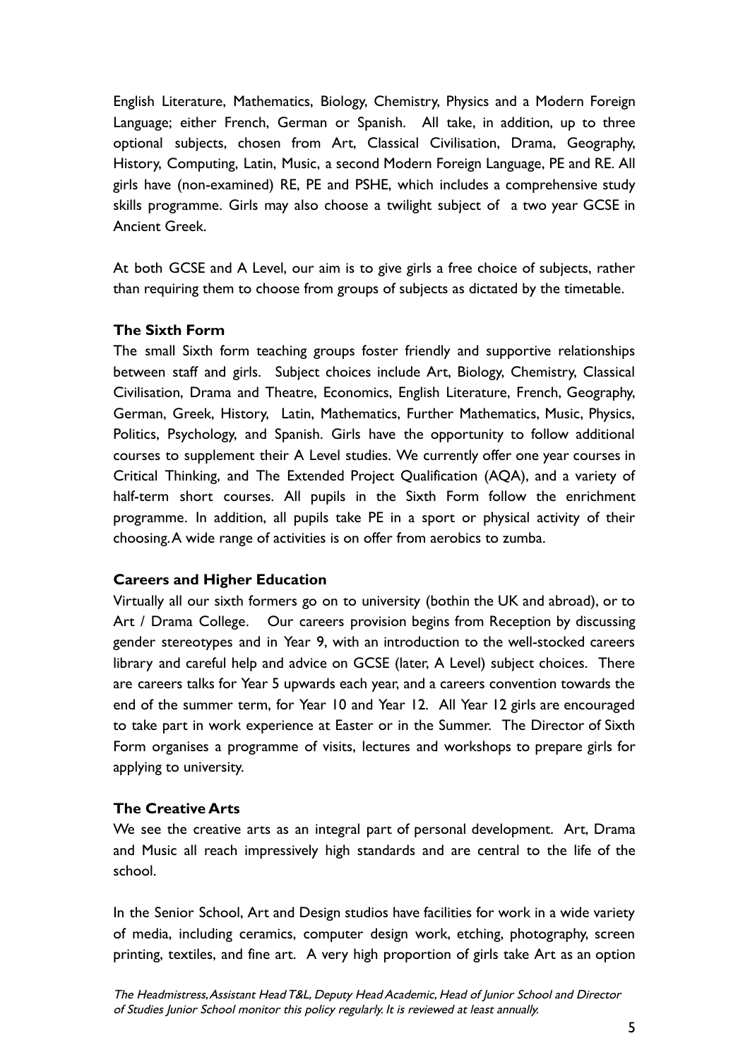English Literature, Mathematics, Biology, Chemistry, Physics and a Modern Foreign Language; either French, German or Spanish. All take, in addition, up to three optional subjects, chosen from Art, Classical Civilisation, Drama, Geography, History, Computing, Latin, Music, a second Modern Foreign Language, PE and RE. All girls have (non-examined) RE, PE and PSHE, which includes a comprehensive study skills programme. Girls may also choose a twilight subject of a two year GCSE in Ancient Greek.

At both GCSE and A Level, our aim is to give girls a free choice of subjects, rather than requiring them to choose from groups of subjects as dictated by the timetable.

**The Sixth Form**

The small Sixth form teaching groups foster friendly and supportive relationships between staff and girls. Subject choices include Art, Biology, Chemistry, Classical Civilisation, Drama and Theatre, Economics, English Literature, French, Geography, German, Greek, History, Latin, Mathematics, Further Mathematics, Music, Physics, Politics, Psychology, and Spanish. Girls have the opportunity to follow additional courses to supplement their A Level studies. We currently offer one year courses in Critical Thinking, and The Extended Project Qualification (AQA), and a variety of half-term short courses. All pupils in the Sixth Form follow the enrichment programme. In addition, all pupils take PE in a sport or physical activity of their choosing. A wide range of activities is on offer from aerobics to zumba.

**Careers and Higher Education**

Virtually all our sixth formers go on to university (bothin the UK and abroad), or to Art / Drama College. Our careers provision begins from Reception by discussing gender stereotypes and in Year 9, with an introduction to the well-stocked careers library and careful help and advice on GCSE (later, A Level) subject choices. There are careers talks for Year 5 upwards each year, and a careers convention towards the end of the summer term, for Year 10 and Year 12. All Year 12 girls are encouraged to take part in work experience at Easter or in the Summer. The Director of Sixth Form organises a programme of visits, lectures and workshops to prepare girls for applying to university.

**The Creative Arts**

We see the creative arts as an integral part of personal development. Art, Drama and Music all reach impressively high standards and are central to the life of the school.

In the Senior School, Art and Design studios have facilities for work in a wide variety of media, including ceramics, computer design work, etching, photography, screen printing, textiles, and fine art. A very high proportion of girls take Art as an option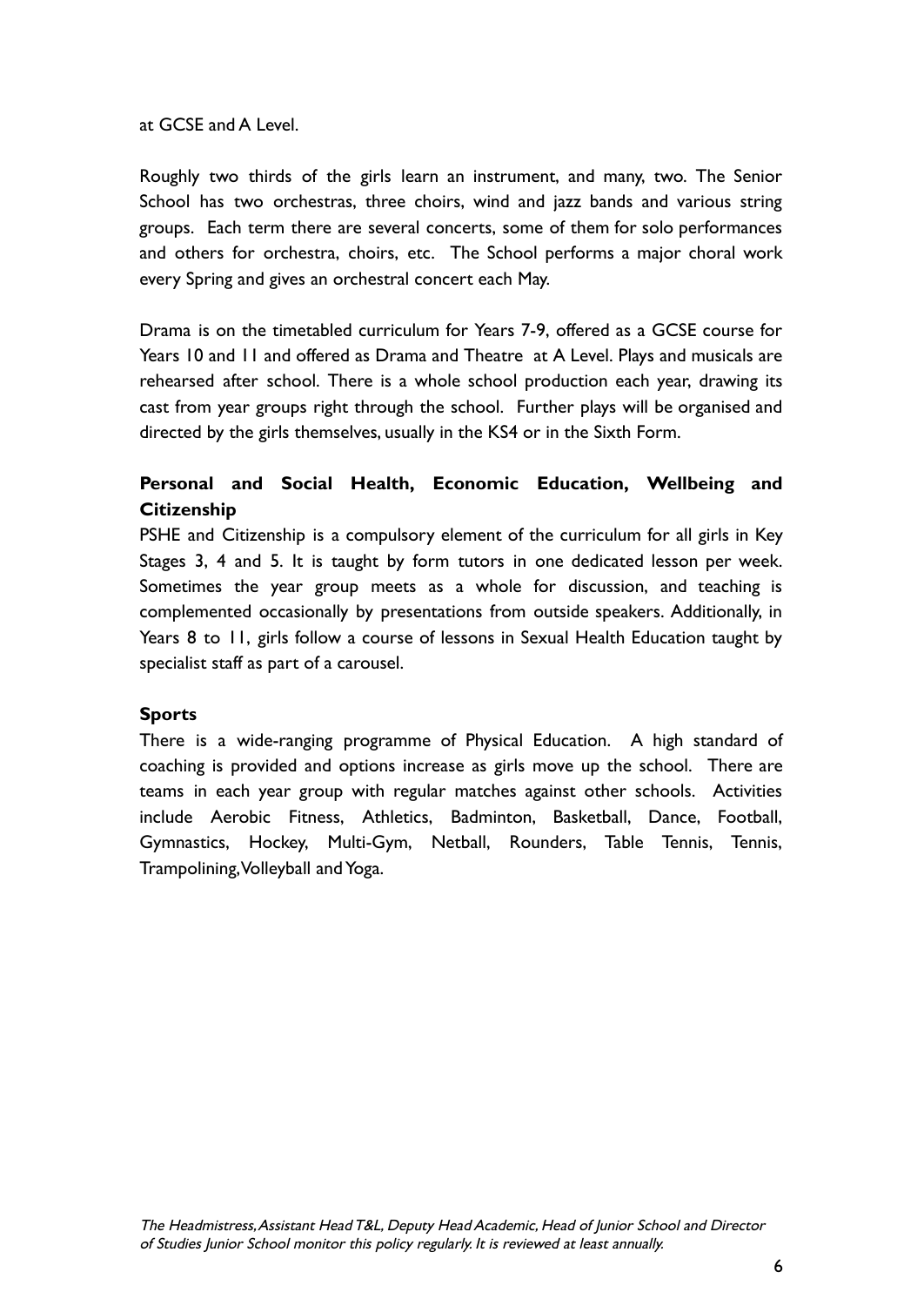at GCSE and A Level.

Roughly two thirds of the girls learn an instrument, and many, two. The Senior School has two orchestras, three choirs, wind and jazz bands and various string groups. Each term there are several concerts, some of them for solo performances and others for orchestra, choirs, etc. The School performs a major choral work every Spring and gives an orchestral concert each May.

Drama is on the timetabled curriculum for Years 7-9, offered as a GCSE course for Years 10 and 11 and offered as Drama and Theatre at A Level. Plays and musicals are rehearsed after school. There is a whole school production each year, drawing its cast from year groups right through the school. Further plays will be organised and directed by the girls themselves, usually in the KS4 or in the Sixth Form.

**Personal and Social Health, Economic Education, Wellbeing and Citizenship**

PSHE and Citizenship is a compulsory element of the curriculum for all girls in Key Stages 3, 4 and 5. It is taught by form tutors in one dedicated lesson per week. Sometimes the year group meets as a whole for discussion, and teaching is complemented occasionally by presentations from outside speakers. Additionally, in Years 8 to 11, girls follow a course of lessons in Sexual Health Education taught by specialist staff as part of a carousel.

**Sports**

There is a wide-ranging programme of Physical Education. A high standard of coaching is provided and options increase as girls move up the school. There are teams in each year group with regular matches against other schools. Activities include Aerobic Fitness, Athletics, Badminton, Basketball, Dance, Football, Gymnastics, Hockey, Multi-Gym, Netball, Rounders, Table Tennis, Tennis, Trampolining, Volleyball and Yoga.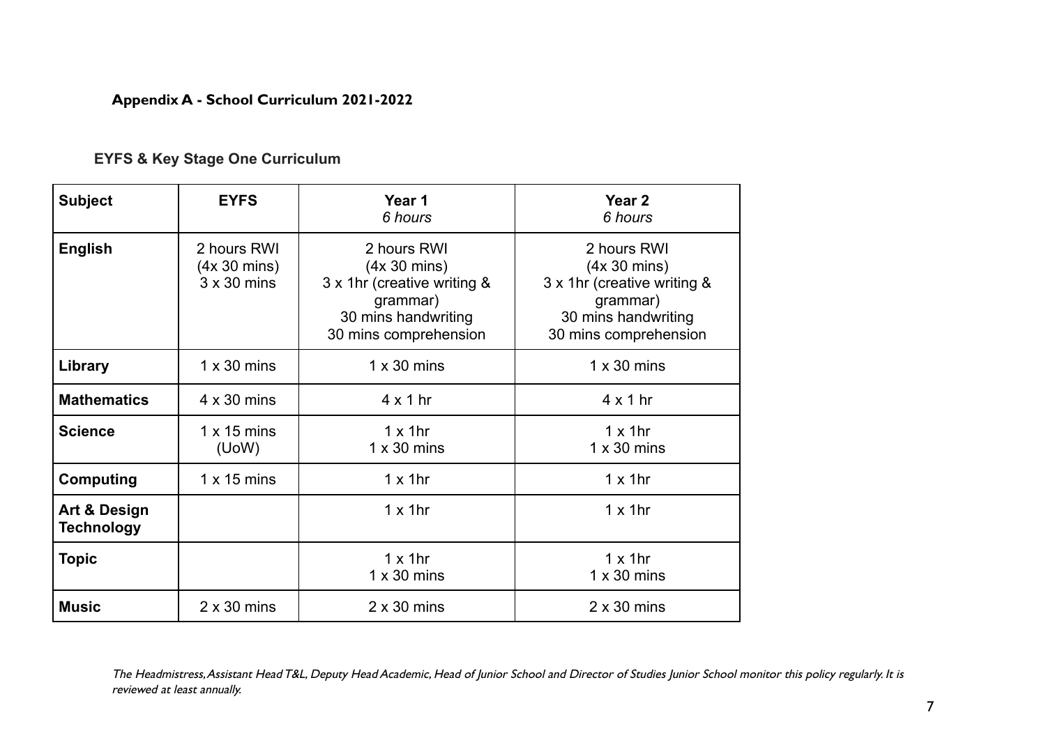**Appendix A - School Curriculum 2021-2022**

**EYFS & Key Stage One Curriculum**

| Subject | EYFS | Year 1<br>*6 hours* | Year 2<br>*6 hours* |
|---|---|---|---|
| **English** | 2 hours RWI<br>(4x 30 mins)<br>3 x 30 mins | 2 hours RWI<br>(4x 30 mins)<br>3 x 1hr (creative writing & grammar)<br>30 mins handwriting<br>30 mins comprehension | 2 hours RWI<br>(4x 30 mins)<br>3 x 1hr (creative writing & grammar)<br>30 mins handwriting<br>30 mins comprehension |
| **Library** | 1 x 30 mins | 1 x 30 mins | 1 x 30 mins |
| **Mathematics** | 4 x 30 mins | 4 x 1 hr | 4 x 1 hr |
| **Science** | 1 x 15 mins<br>(UoW) | 1 x 1hr<br>1 x 30 mins | 1 x 1hr<br>1 x 30 mins |
| **Computing** | 1 x 15 mins | 1 x 1hr | 1 x 1hr |
| **Art & Design Technology** | | 1 x 1hr | 1 x 1hr |
| **Topic** | | 1 x 1hr<br>1 x 30 mins | 1 x 1hr<br>1 x 30 mins |
| **Music** | 2 x 30 mins | 2 x 30 mins | 2 x 30 mins |

*The Headmistress, Assistant Head T&L, Deputy Head Academic, Head of Junior School and Director of Studies Junior School monitor this policy regularly. It is reviewed at least annually.*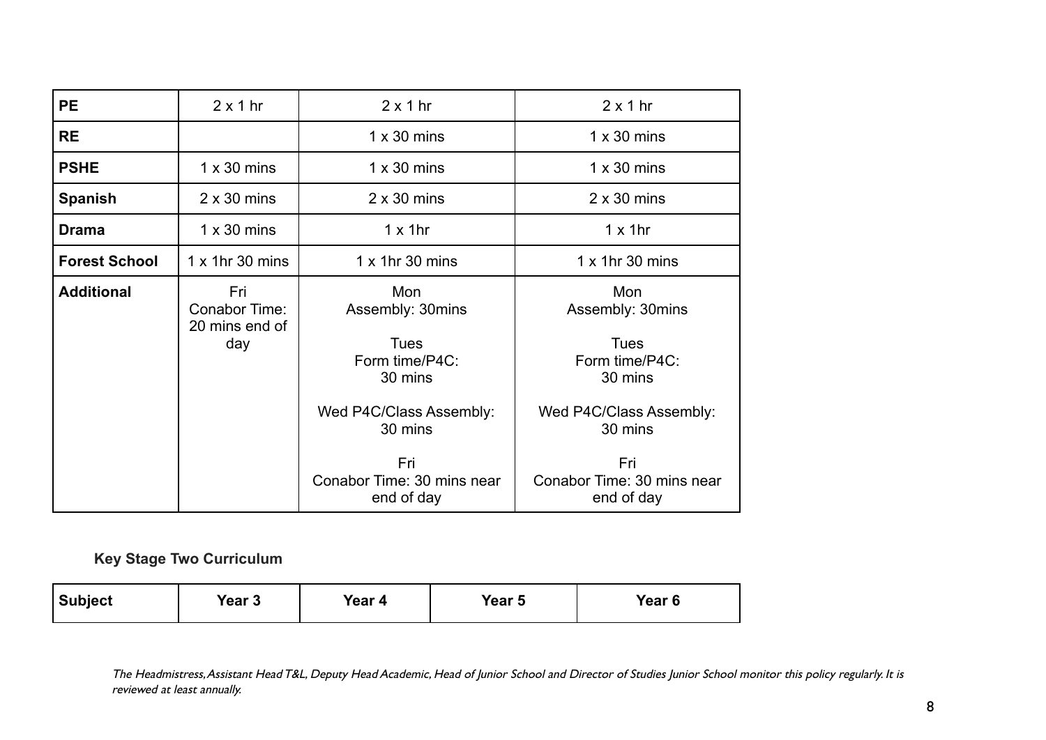| PE | 2 x 1 hr | 2 x 1 hr | 2 x 1 hr |
|---|---|---|---|
| RE | | 1 x 30 mins | 1 x 30 mins |
| PSHE | 1 x 30 mins | 1 x 30 mins | 1 x 30 mins |
| Spanish | 2 x 30 mins | 2 x 30 mins | 2 x 30 mins |
| Drama | 1 x 30 mins | 1 x 1hr | 1 x 1hr |
| Forest School | 1 x 1hr 30 mins | 1 x 1hr 30 mins | 1 x 1hr 30 mins |
| Additional | Fri<br>Conabor Time: 20 mins end of day | Mon<br>Assembly: 30mins<br><br>Tues<br>Form time/P4C: 30 mins<br><br>Wed P4C/Class Assembly: 30 mins<br><br>Fri<br>Conabor Time: 30 mins near end of day | Mon<br>Assembly: 30mins<br><br>Tues<br>Form time/P4C: 30 mins<br><br>Wed P4C/Class Assembly: 30 mins<br><br>Fri<br>Conabor Time: 30 mins near end of day |

**Key Stage Two Curriculum**

| Subject | Year 3 | Year 4 | Year 5 | Year 6 |
|---|---|---|---|---|

*The Headmistress, Assistant Head T&L, Deputy Head Academic, Head of Junior School and Director of Studies Junior School monitor this policy regularly. It is reviewed at least annually.*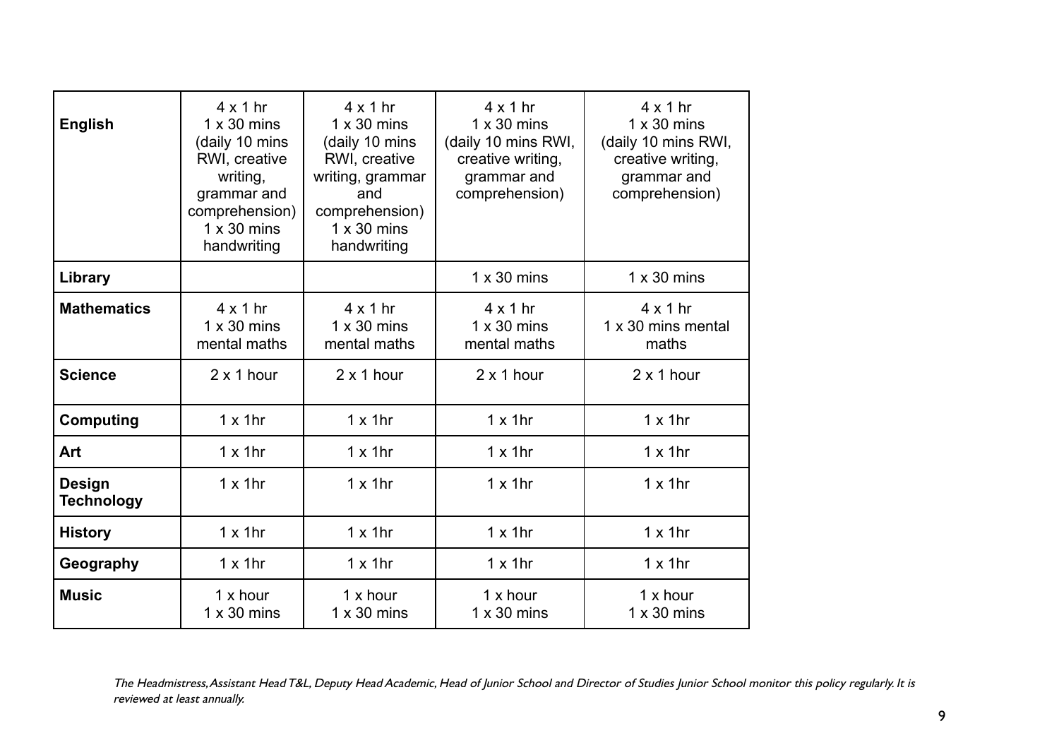| **English** | 4 x 1 hr 1 x 30 mins (daily 10 mins RWI, creative writing, grammar and comprehension) 1 x 30 mins handwriting | 4 x 1 hr 1 x 30 mins (daily 10 mins RWI, creative writing, grammar and comprehension) 1 x 30 mins handwriting | 4 x 1 hr 1 x 30 mins (daily 10 mins RWI, creative writing, grammar and comprehension) | 4 x 1 hr 1 x 30 mins (daily 10 mins RWI, creative writing, grammar and comprehension) |
|---|---|---|---|---|
| **Library** | | | 1 x 30 mins | 1 x 30 mins |
| **Mathematics** | 4 x 1 hr 1 x 30 mins mental maths | 4 x 1 hr 1 x 30 mins mental maths | 4 x 1 hr 1 x 30 mins mental maths | 4 x 1 hr 1 x 30 mins mental maths |
| **Science** | 2 x 1 hour | 2 x 1 hour | 2 x 1 hour | 2 x 1 hour |
| **Computing** | 1 x 1hr | 1 x 1hr | 1 x 1hr | 1 x 1hr |
| **Art** | 1 x 1hr | 1 x 1hr | 1 x 1hr | 1 x 1hr |
| **Design Technology** | 1 x 1hr | 1 x 1hr | 1 x 1hr | 1 x 1hr |
| **History** | 1 x 1hr | 1 x 1hr | 1 x 1hr | 1 x 1hr |
| **Geography** | 1 x 1hr | 1 x 1hr | 1 x 1hr | 1 x 1hr |
| **Music** | 1 x hour 1 x 30 mins | 1 x hour 1 x 30 mins | 1 x hour 1 x 30 mins | 1 x hour 1 x 30 mins |

*The Headmistress, Assistant Head T&L, Deputy Head Academic, Head of Junior School and Director of Studies Junior School monitor this policy regularly. It is reviewed at least annually.*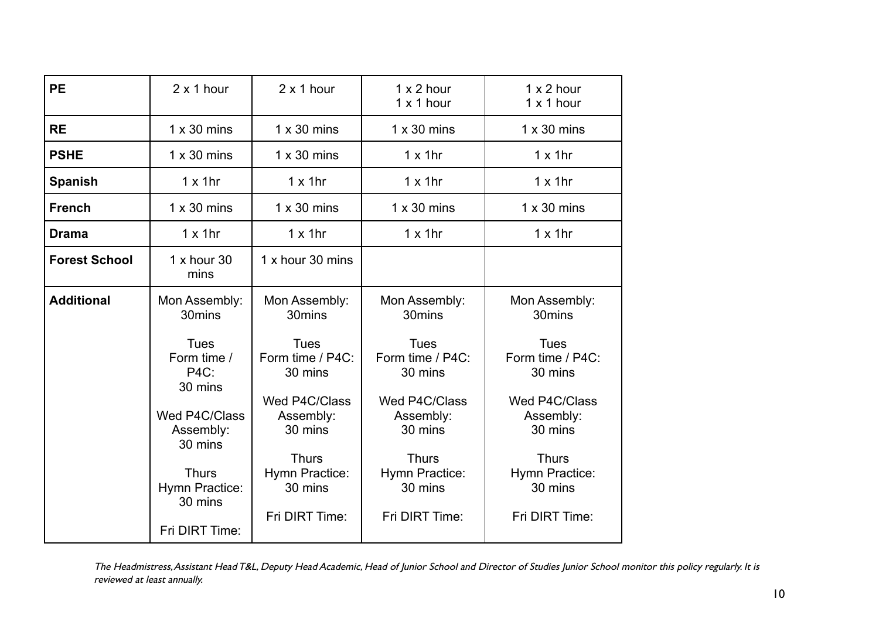| PE | 2 x 1 hour | 2 x 1 hour | 1 x 2 hour<br>1 x 1 hour | 1 x 2 hour<br>1 x 1 hour |
|---|---|---|---|---|
| **RE** | 1 x 30 mins | 1 x 30 mins | 1 x 30 mins | 1 x 30 mins |
| **PSHE** | 1 x 30 mins | 1 x 30 mins | 1 x 1hr | 1 x 1hr |
| **Spanish** | 1 x 1hr | 1 x 1hr | 1 x 1hr | 1 x 1hr |
| **French** | 1 x 30 mins | 1 x 30 mins | 1 x 30 mins | 1 x 30 mins |
| **Drama** | 1 x 1hr | 1 x 1hr | 1 x 1hr | 1 x 1hr |
| **Forest School** | 1 x hour 30 mins | 1 x hour 30 mins | | |
| **Additional** | Mon Assembly: 30mins<br><br>Tues Form time / P4C: 30 mins<br><br>Wed P4C/Class Assembly: 30 mins<br><br>Thurs Hymn Practice: 30 mins<br><br>Fri DIRT Time: | Mon Assembly: 30mins<br><br>Tues Form time / P4C: 30 mins<br><br>Wed P4C/Class Assembly: 30 mins<br><br>Thurs Hymn Practice: 30 mins<br><br>Fri DIRT Time: | Mon Assembly: 30mins<br><br>Tues Form time / P4C: 30 mins<br><br>Wed P4C/Class Assembly: 30 mins<br><br>Thurs Hymn Practice: 30 mins<br><br>Fri DIRT Time: | Mon Assembly: 30mins<br><br>Tues Form time / P4C: 30 mins<br><br>Wed P4C/Class Assembly: 30 mins<br><br>Thurs Hymn Practice: 30 mins<br><br>Fri DIRT Time: |

*The Headmistress, Assistant Head T&L, Deputy Head Academic, Head of Junior School and Director of Studies Junior School monitor this policy regularly. It is reviewed at least annually.*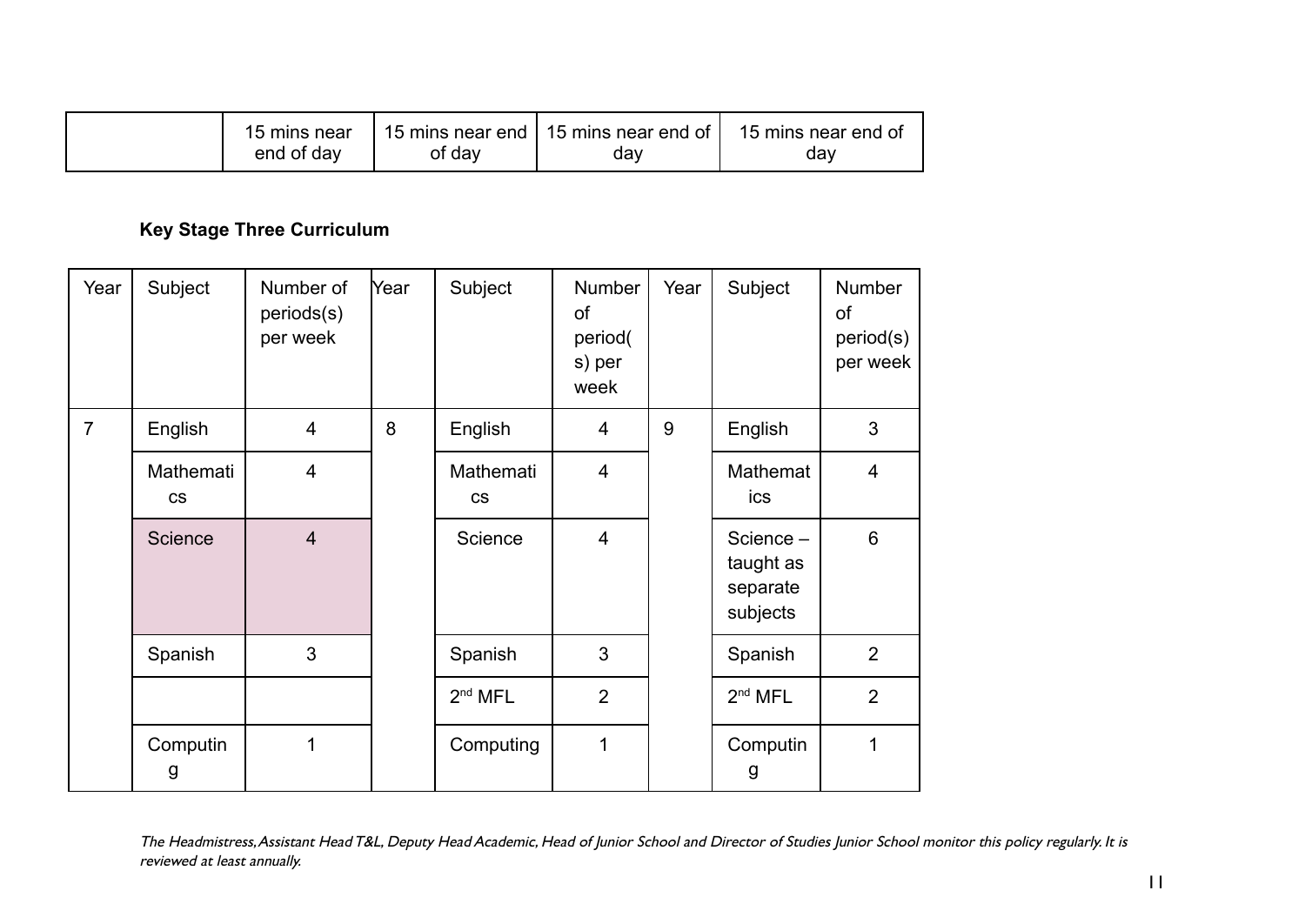| | 15 mins near end of day | 15 mins near end of day | 15 mins near end of day | 15 mins near end of day |
|---|---|---|---|---|

**Key Stage Three Curriculum**

| Year | Subject | Number of periods(s) per week | Year | Subject | Number of period(s) per week | Year | Subject | Number of period(s) per week |
|---|---|---|---|---|---|---|---|---|
| 7 | English | 4 | 8 | English | 4 | 9 | English | 3 |
| | Mathematics | 4 | | Mathematics | 4 | | Mathematics | 4 |
| | Science | 4 | | Science | 4 | | Science – taught as separate subjects | 6 |
| | Spanish | 3 | | Spanish | 3 | | Spanish | 2 |
| | | | | 2nd MFL | 2 | | 2nd MFL | 2 |
| | Computing | 1 | | Computing | 1 | | Computing | 1 |

*The Headmistress, Assistant Head T&L, Deputy Head Academic, Head of Junior School and Director of Studies Junior School monitor this policy regularly. It is reviewed at least annually.*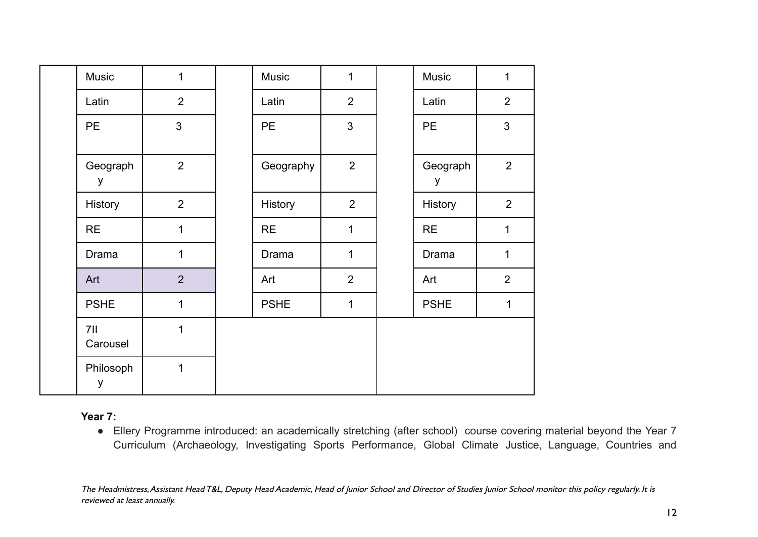| | Subject | Periods | | Subject | Periods | | Subject | Periods |
|---|---|---|---|---|---|---|---|---|
| | Music | 1 | | Music | 1 | | Music | 1 |
| | Latin | 2 | | Latin | 2 | | Latin | 2 |
| | PE | 3 | | PE | 3 | | PE | 3 |
| | Geography | 2 | | Geography | 2 | | Geography | 2 |
| | History | 2 | | History | 2 | | History | 2 |
| | RE | 1 | | RE | 1 | | RE | 1 |
| | Drama | 1 | | Drama | 1 | | Drama | 1 |
| | Art | 2 | | Art | 2 | | Art | 2 |
| | PSHE | 1 | | PSHE | 1 | | PSHE | 1 |
| | 7II Carousel | 1 | | | | | | |
| | Philosophy | 1 | | | | | | |

**Year 7:**

- Ellery Programme introduced: an academically stretching (after school) course covering material beyond the Year 7 Curriculum (Archaeology, Investigating Sports Performance, Global Climate Justice, Language, Countries and

*The Headmistress, Assistant Head T&L, Deputy Head Academic, Head of Junior School and Director of Studies Junior School monitor this policy regularly. It is reviewed at least annually.*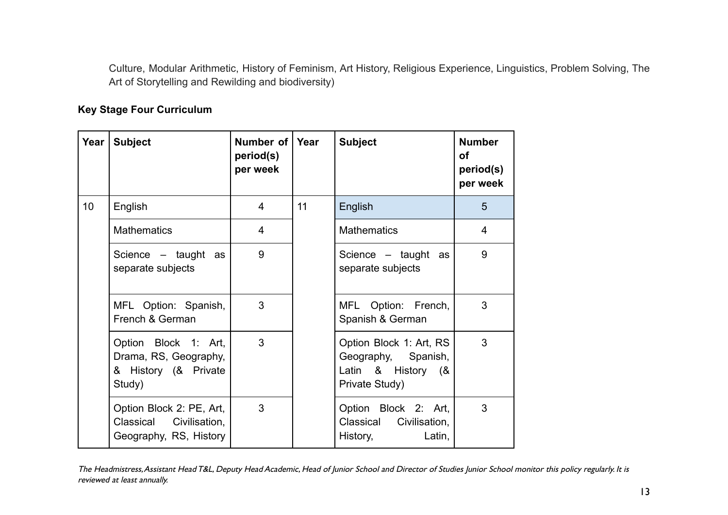Culture, Modular Arithmetic, History of Feminism, Art History, Religious Experience, Linguistics, Problem Solving, The Art of Storytelling and Rewilding and biodiversity)

**Key Stage Four Curriculum**

| Year | Subject | Number of period(s) per week | Year | Subject | Number of period(s) per week |
|---|---|---|---|---|---|
| 10 | English | 4 | 11 | English | 5 |
| | Mathematics | 4 | | Mathematics | 4 |
| | Science – taught as separate subjects | 9 | | Science – taught as separate subjects | 9 |
| | MFL Option: Spanish, French & German | 3 | | MFL Option: French, Spanish & German | 3 |
| | Option Block 1: Art, Drama, RS, Geography, & History (& Private Study) | 3 | | Option Block 1: Art, RS Geography, Spanish, Latin & History (& Private Study) | 3 |
| | Option Block 2: PE, Art, Classical Civilisation, Geography, RS, History | 3 | | Option Block 2: Art, Classical Civilisation, History, Latin, | 3 |

*The Headmistress, Assistant Head T&L, Deputy Head Academic, Head of Junior School and Director of Studies Junior School monitor this policy regularly. It is reviewed at least annually.*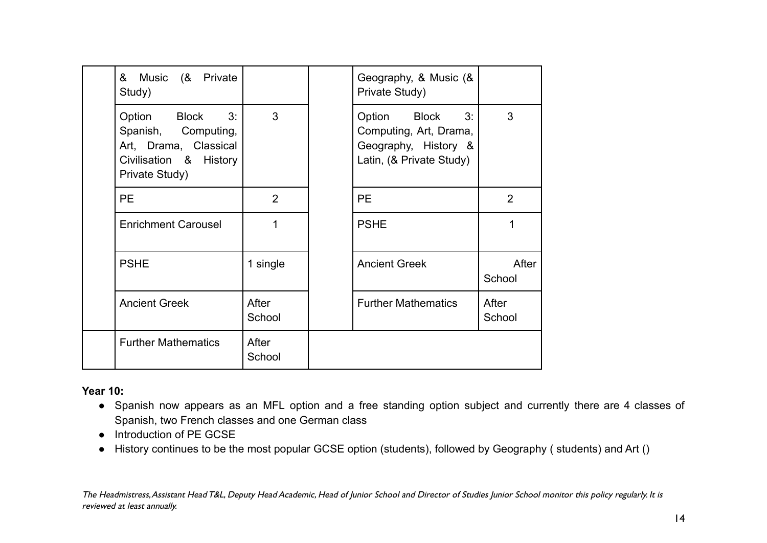|  | & Music (& Private Study) |  |  | Geography, & Music (& Private Study) |  |
|---|---|---|---|---|---|
|  | Option Block 3: Spanish, Computing, Art, Drama, Classical Civilisation & History Private Study) | 3 |  | Option Block 3: Computing, Art, Drama, Geography, History & Latin, (& Private Study) | 3 |
|  | PE | 2 |  | PE | 2 |
|  | Enrichment Carousel | 1 |  | PSHE | 1 |
|  | PSHE | 1 single |  | Ancient Greek | After School |
|  | Ancient Greek | After School |  | Further Mathematics | After School |
|  | Further Mathematics | After School |  |  |  |

**Year 10:**

- Spanish now appears as an MFL option and a free standing option subject and currently there are 4 classes of Spanish, two French classes and one German class
- Introduction of PE GCSE
- History continues to be the most popular GCSE option (students), followed by Geography ( students) and Art ()

*The Headmistress, Assistant Head T&L, Deputy Head Academic, Head of Junior School and Director of Studies Junior School monitor this policy regularly. It is reviewed at least annually.*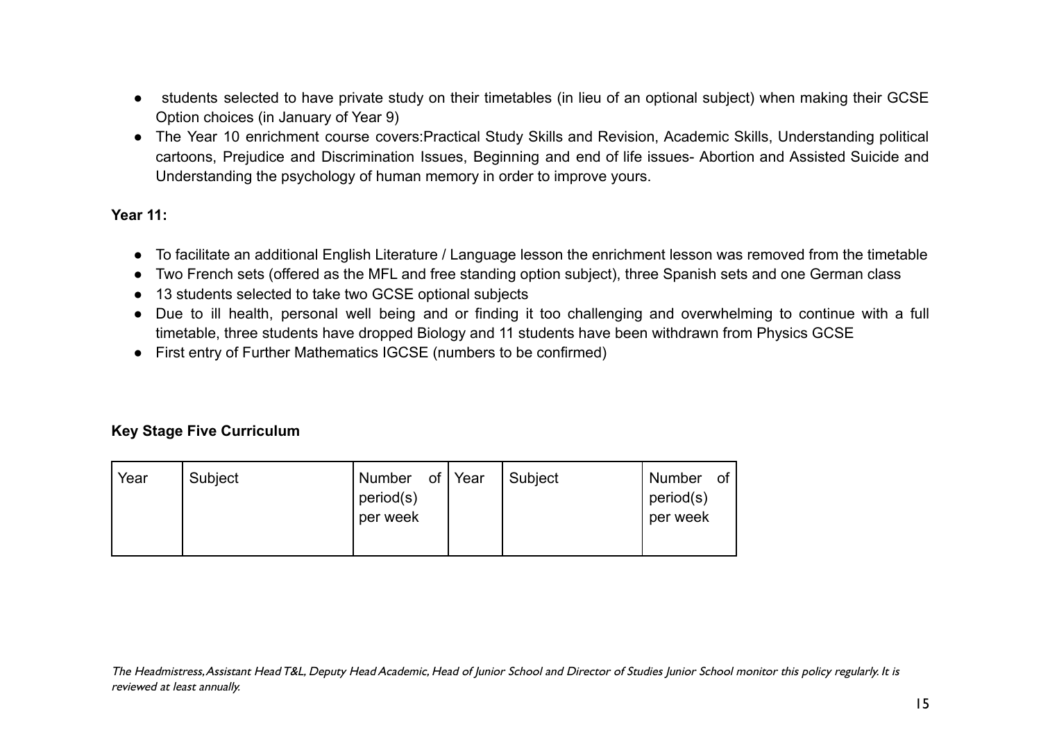- students selected to have private study on their timetables (in lieu of an optional subject) when making their GCSE Option choices (in January of Year 9)
- The Year 10 enrichment course covers:Practical Study Skills and Revision, Academic Skills, Understanding political cartoons, Prejudice and Discrimination Issues, Beginning and end of life issues- Abortion and Assisted Suicide and Understanding the psychology of human memory in order to improve yours.

**Year 11:**

- To facilitate an additional English Literature / Language lesson the enrichment lesson was removed from the timetable
- Two French sets (offered as the MFL and free standing option subject), three Spanish sets and one German class
- 13 students selected to take two GCSE optional subjects
- Due to ill health, personal well being and or finding it too challenging and overwhelming to continue with a full timetable, three students have dropped Biology and 11 students have been withdrawn from Physics GCSE
- First entry of Further Mathematics IGCSE (numbers to be confirmed)

**Key Stage Five Curriculum**

| Year | Subject | Number of period(s) per week | Year | Subject | Number of period(s) per week |
|---|---|---|---|---|---|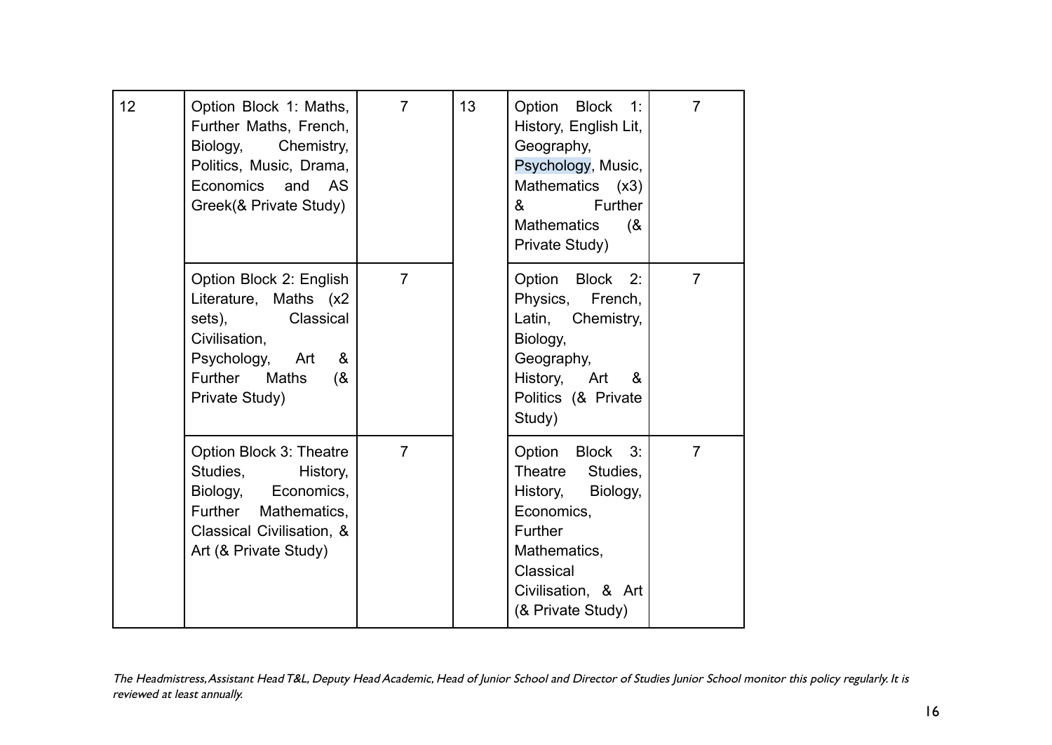| 12 | Option Block 1: Maths, Further Maths, French, Biology, Chemistry, Politics, Music, Drama, Economics and AS Greek(& Private Study) | 7 | 13 | Option Block 1: History, English Lit, Geography, Psychology, Music, Mathematics (x3) & Further Mathematics (& Private Study) | 7 |
|---|---|---|---|---|---|
| | Option Block 2: English Literature, Maths (x2 sets), Classical Civilisation, Psychology, Art & Further Maths (& Private Study) | 7 | | Option Block 2: Physics, French, Latin, Chemistry, Biology, Geography, History, Art & Politics (& Private Study) | 7 |
| | Option Block 3: Theatre Studies, History, Biology, Economics, Further Mathematics, Classical Civilisation, & Art (& Private Study) | 7 | | Option Block 3: Theatre Studies, History, Biology, Economics, Further Mathematics, Classical Civilisation, & Art (& Private Study) | 7 |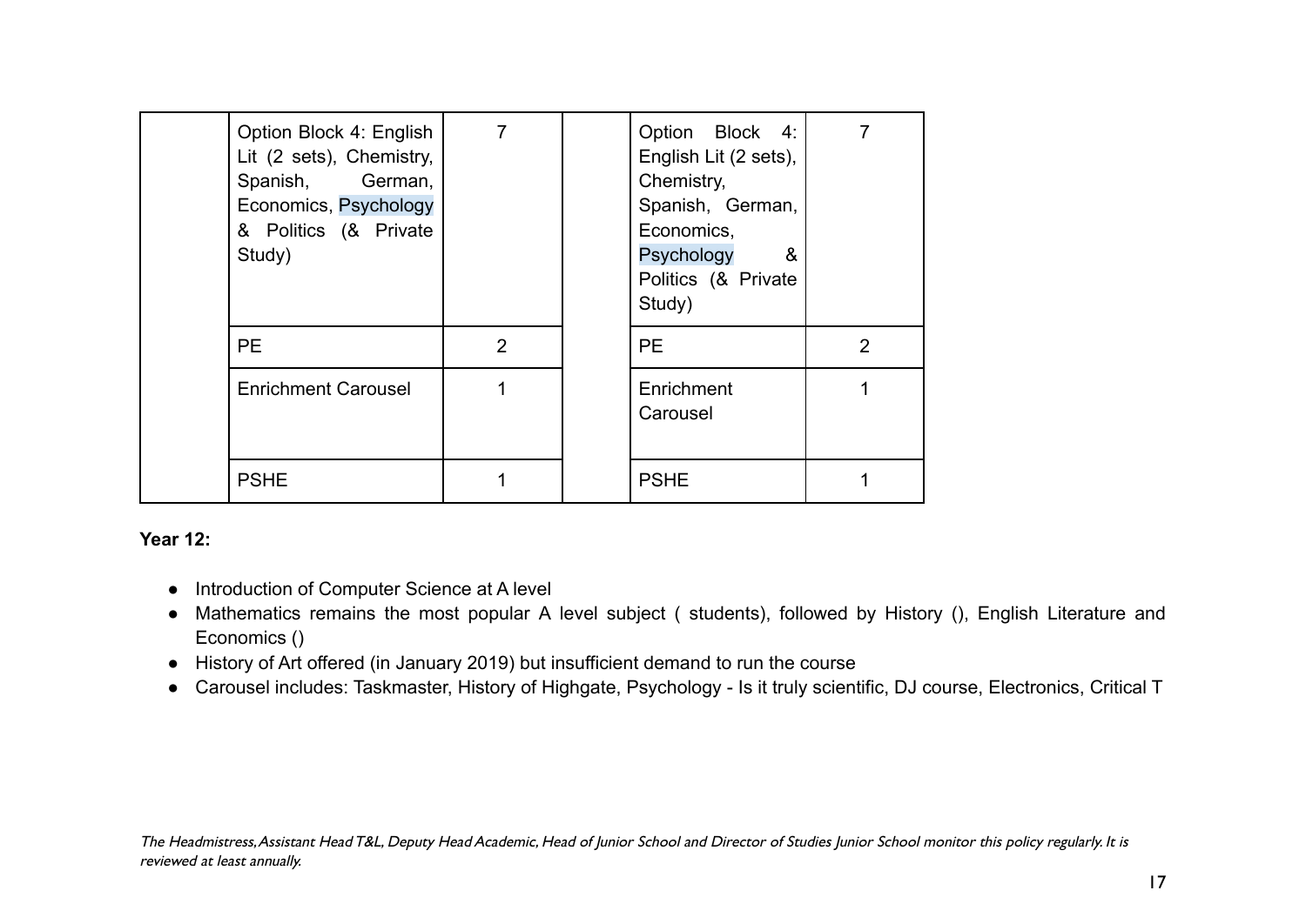| | | | | | |
|---|---|---|---|---|---|
| | Option Block 4: English Lit (2 sets), Chemistry, Spanish, German, Economics, Psychology & Politics (& Private Study) | 7 | | Option Block 4: English Lit (2 sets), Chemistry, Spanish, German, Economics, Psychology & Politics (& Private Study) | 7 |
| | PE | 2 | | PE | 2 |
| | Enrichment Carousel | 1 | | Enrichment Carousel | 1 |
| | PSHE | 1 | | PSHE | 1 |

**Year 12:**

- Introduction of Computer Science at A level
- Mathematics remains the most popular A level subject ( students), followed by History (), English Literature and Economics ()
- History of Art offered (in January 2019) but insufficient demand to run the course
- Carousel includes: Taskmaster, History of Highgate, Psychology - Is it truly scientific, DJ course, Electronics, Critical T

*The Headmistress, Assistant Head T&L, Deputy Head Academic, Head of Junior School and Director of Studies Junior School monitor this policy regularly. It is reviewed at least annually.*